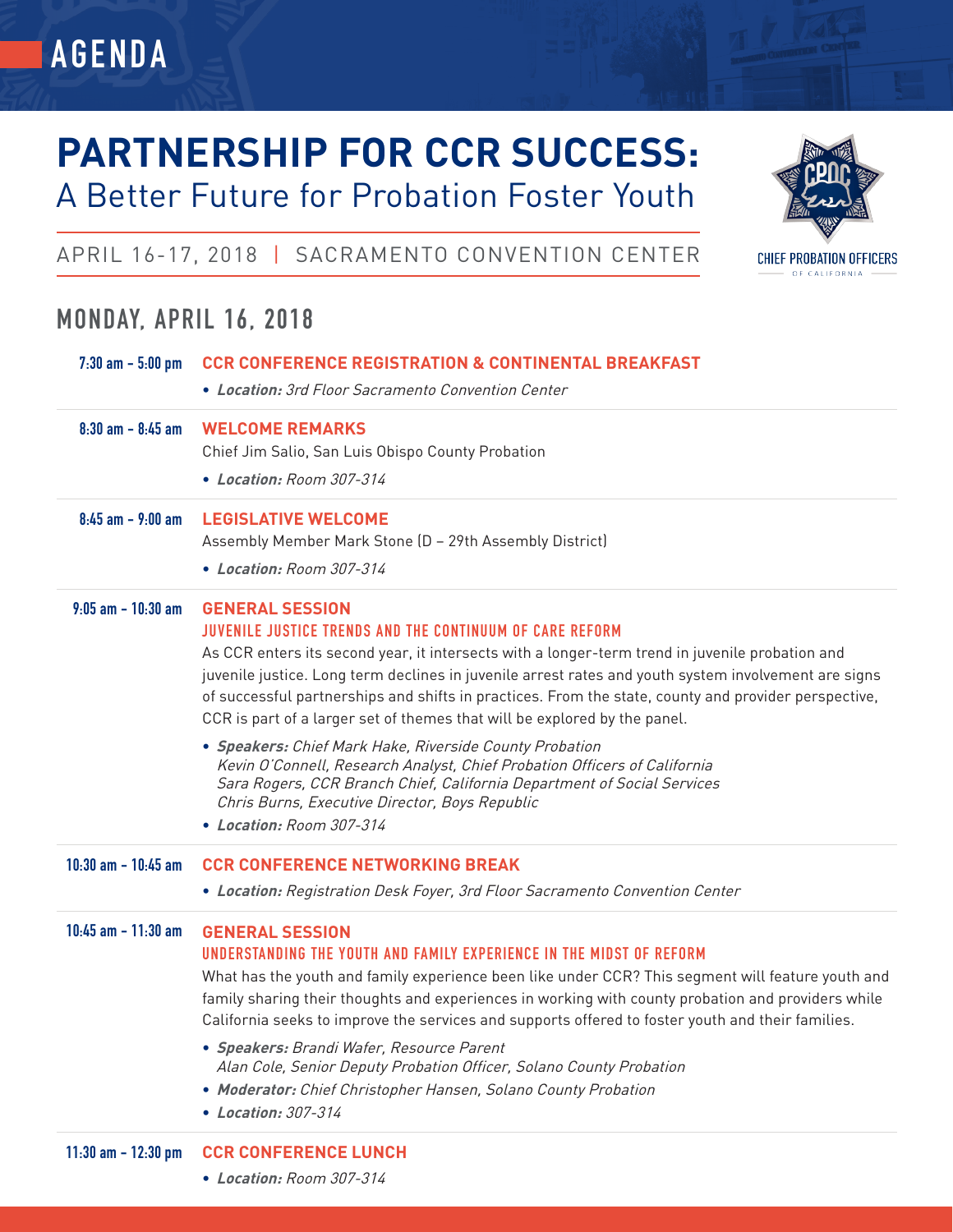# AGENDA

# PARTNERSHIP FOR CCR SUCCESS:
## A Better Future for Probation Foster Youth

APRIL 16-17, 2018 | SACRAMENTO CONVENTION CENTER

CHIEF PROBATION OFFICERS OF CALIFORNIA

## MONDAY, APRIL 16, 2018

**7:30 am - 5:00 pm**

**CCR CONFERENCE REGISTRATION & CONTINENTAL BREAKFAST**

- ***Location:*** *3rd Floor Sacramento Convention Center*

---

**8:30 am - 8:45 am**

**WELCOME REMARKS**

Chief Jim Salio, San Luis Obispo County Probation

- ***Location:*** *Room 307-314*

---

**8:45 am - 9:00 am**

**LEGISLATIVE WELCOME**

Assembly Member Mark Stone (D – 29th Assembly District)

- ***Location:*** *Room 307-314*

---

**9:05 am - 10:30 am**

**GENERAL SESSION**

**JUVENILE JUSTICE TRENDS AND THE CONTINUUM OF CARE REFORM**

As CCR enters its second year, it intersects with a longer-term trend in juvenile probation and juvenile justice. Long term declines in juvenile arrest rates and youth system involvement are signs of successful partnerships and shifts in practices. From the state, county and provider perspective, CCR is part of a larger set of themes that will be explored by the panel.

- ***Speakers:*** *Chief Mark Hake, Riverside County Probation*
  *Kevin O'Connell, Research Analyst, Chief Probation Officers of California*
  *Sara Rogers, CCR Branch Chief, California Department of Social Services*
  *Chris Burns, Executive Director, Boys Republic*
- ***Location:*** *Room 307-314*

---

**10:30 am - 10:45 am**

**CCR CONFERENCE NETWORKING BREAK**

- ***Location:*** *Registration Desk Foyer, 3rd Floor Sacramento Convention Center*

---

**10:45 am - 11:30 am**

**GENERAL SESSION**

**UNDERSTANDING THE YOUTH AND FAMILY EXPERIENCE IN THE MIDST OF REFORM**

What has the youth and family experience been like under CCR? This segment will feature youth and family sharing their thoughts and experiences in working with county probation and providers while California seeks to improve the services and supports offered to foster youth and their families.

- ***Speakers:*** *Brandi Wafer, Resource Parent*
  *Alan Cole, Senior Deputy Probation Officer, Solano County Probation*
- ***Moderator:*** *Chief Christopher Hansen, Solano County Probation*
- ***Location:*** *307-314*

---

**11:30 am - 12:30 pm**

**CCR CONFERENCE LUNCH**

- ***Location:*** *Room 307-314*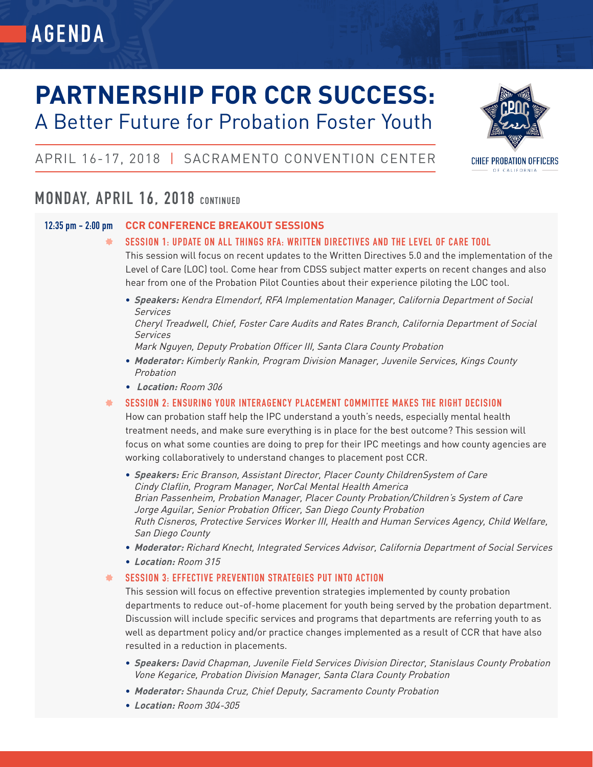# AGENDA

# PARTNERSHIP FOR CCR SUCCESS:
## A Better Future for Probation Foster Youth

APRIL 16-17, 2018 | SACRAMENTO CONVENTION CENTER

CHIEF PROBATION OFFICERS OF CALIFORNIA

## MONDAY, APRIL 16, 2018 CONTINUED

**12:35 pm – 2:00 pm** **CCR CONFERENCE BREAKOUT SESSIONS**

### SESSION 1: UPDATE ON ALL THINGS RFA: WRITTEN DIRECTIVES AND THE LEVEL OF CARE TOOL

This session will focus on recent updates to the Written Directives 5.0 and the implementation of the Level of Care (LOC) tool. Come hear from CDSS subject matter experts on recent changes and also hear from one of the Probation Pilot Counties about their experience piloting the LOC tool.

- ***Speakers:*** *Kendra Elmendorf, RFA Implementation Manager, California Department of Social Services*
  *Cheryl Treadwell, Chief, Foster Care Audits and Rates Branch, California Department of Social Services*
  *Mark Nguyen, Deputy Probation Officer III, Santa Clara County Probation*
- ***Moderator:*** *Kimberly Rankin, Program Division Manager, Juvenile Services, Kings County Probation*
- ***Location:*** *Room 306*

### SESSION 2: ENSURING YOUR INTERAGENCY PLACEMENT COMMITTEE MAKES THE RIGHT DECISION

How can probation staff help the IPC understand a youth's needs, especially mental health treatment needs, and make sure everything is in place for the best outcome? This session will focus on what some counties are doing to prep for their IPC meetings and how county agencies are working collaboratively to understand changes to placement post CCR.

- ***Speakers:*** *Eric Branson, Assistant Director, Placer County ChildrenSystem of Care*
  *Cindy Claflin, Program Manager, NorCal Mental Health America*
  *Brian Passenheim, Probation Manager, Placer County Probation/Children's System of Care*
  *Jorge Aguilar, Senior Probation Officer, San Diego County Probation*
  *Ruth Cisneros, Protective Services Worker III, Health and Human Services Agency, Child Welfare, San Diego County*
- ***Moderator:*** *Richard Knecht, Integrated Services Advisor, California Department of Social Services*
- ***Location:*** *Room 315*

### SESSION 3: EFFECTIVE PREVENTION STRATEGIES PUT INTO ACTION

This session will focus on effective prevention strategies implemented by county probation departments to reduce out-of-home placement for youth being served by the probation department. Discussion will include specific services and programs that departments are referring youth to as well as department policy and/or practice changes implemented as a result of CCR that have also resulted in a reduction in placements.

- ***Speakers:*** *David Chapman, Juvenile Field Services Division Director, Stanislaus County Probation*
  *Vone Kegarice, Probation Division Manager, Santa Clara County Probation*
- ***Moderator:*** *Shaunda Cruz, Chief Deputy, Sacramento County Probation*
- ***Location:*** *Room 304-305*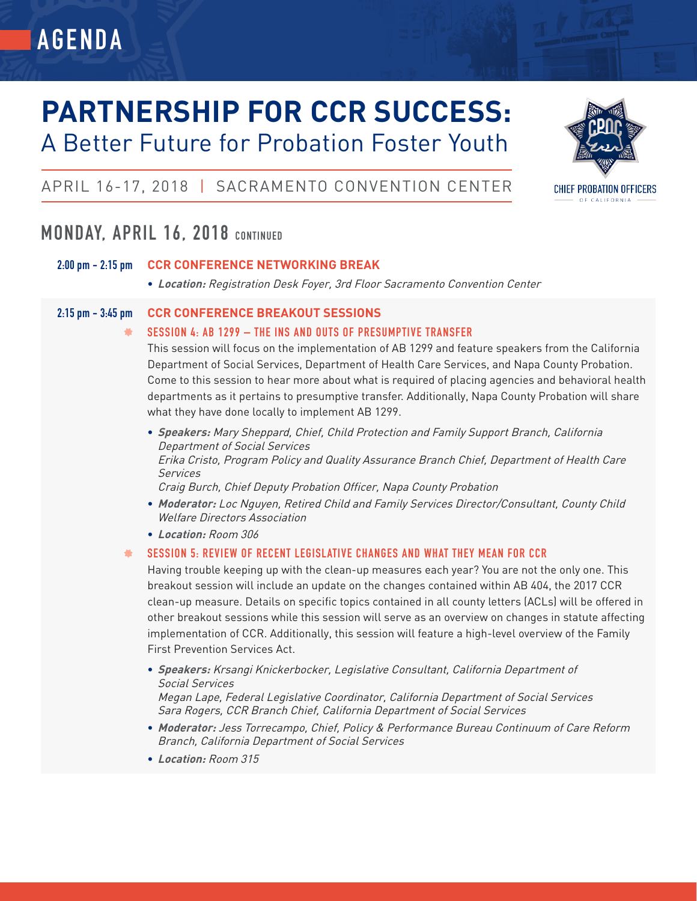# AGENDA

# PARTNERSHIP FOR CCR SUCCESS:
## A Better Future for Probation Foster Youth

APRIL 16-17, 2018 | SACRAMENTO CONVENTION CENTER

CHIEF PROBATION OFFICERS OF CALIFORNIA

## MONDAY, APRIL 16, 2018 CONTINUED

**2:00 pm – 2:15 pm** **CCR CONFERENCE NETWORKING BREAK**

- ***Location:*** *Registration Desk Foyer, 3rd Floor Sacramento Convention Center*

**2:15 pm – 3:45 pm** **CCR CONFERENCE BREAKOUT SESSIONS**

### SESSION 4: AB 1299 – THE INS AND OUTS OF PRESUMPTIVE TRANSFER

This session will focus on the implementation of AB 1299 and feature speakers from the California Department of Social Services, Department of Health Care Services, and Napa County Probation. Come to this session to hear more about what is required of placing agencies and behavioral health departments as it pertains to presumptive transfer. Additionally, Napa County Probation will share what they have done locally to implement AB 1299.

- ***Speakers:*** *Mary Sheppard, Chief, Child Protection and Family Support Branch, California Department of Social Services*
  *Erika Cristo, Program Policy and Quality Assurance Branch Chief, Department of Health Care Services*
  *Craig Burch, Chief Deputy Probation Officer, Napa County Probation*
- ***Moderator:*** *Loc Nguyen, Retired Child and Family Services Director/Consultant, County Child Welfare Directors Association*
- ***Location:*** *Room 306*

### SESSION 5: REVIEW OF RECENT LEGISLATIVE CHANGES AND WHAT THEY MEAN FOR CCR

Having trouble keeping up with the clean-up measures each year? You are not the only one. This breakout session will include an update on the changes contained within AB 404, the 2017 CCR clean-up measure. Details on specific topics contained in all county letters (ACLs) will be offered in other breakout sessions while this session will serve as an overview on changes in statute affecting implementation of CCR. Additionally, this session will feature a high-level overview of the Family First Prevention Services Act.

- ***Speakers:*** *Krsangi Knickerbocker, Legislative Consultant, California Department of Social Services*
  *Megan Lape, Federal Legislative Coordinator, California Department of Social Services*
  *Sara Rogers, CCR Branch Chief, California Department of Social Services*
- ***Moderator:*** *Jess Torrecampo, Chief, Policy & Performance Bureau Continuum of Care Reform Branch, California Department of Social Services*
- ***Location:*** *Room 315*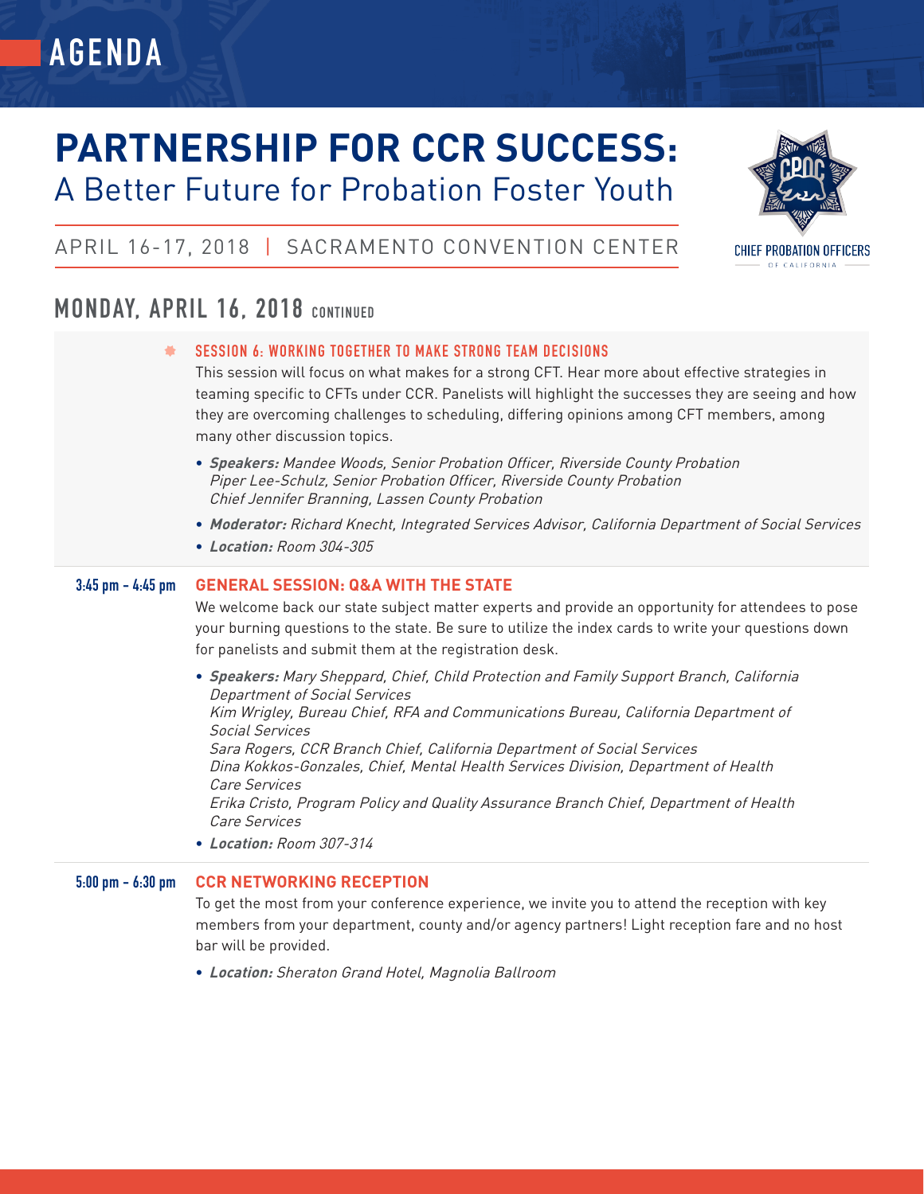# AGENDA

# PARTNERSHIP FOR CCR SUCCESS:
## A Better Future for Probation Foster Youth

APRIL 16-17, 2018 | SACRAMENTO CONVENTION CENTER

CHIEF PROBATION OFFICERS OF CALIFORNIA

## MONDAY, APRIL 16, 2018 CONTINUED

### SESSION 6: WORKING TOGETHER TO MAKE STRONG TEAM DECISIONS

This session will focus on what makes for a strong CFT. Hear more about effective strategies in teaming specific to CFTs under CCR. Panelists will highlight the successes they are seeing and how they are overcoming challenges to scheduling, differing opinions among CFT members, among many other discussion topics.

- ***Speakers:*** *Mandee Woods, Senior Probation Officer, Riverside County Probation*
  *Piper Lee-Schulz, Senior Probation Officer, Riverside County Probation*
  *Chief Jennifer Branning, Lassen County Probation*
- ***Moderator:*** *Richard Knecht, Integrated Services Advisor, California Department of Social Services*
- ***Location:*** *Room 304-305*

**3:45 pm - 4:45 pm**

### GENERAL SESSION: Q&A WITH THE STATE

We welcome back our state subject matter experts and provide an opportunity for attendees to pose your burning questions to the state. Be sure to utilize the index cards to write your questions down for panelists and submit them at the registration desk.

- ***Speakers:*** *Mary Sheppard, Chief, Child Protection and Family Support Branch, California Department of Social Services*
  *Kim Wrigley, Bureau Chief, RFA and Communications Bureau, California Department of Social Services*
  *Sara Rogers, CCR Branch Chief, California Department of Social Services*
  *Dina Kokkos-Gonzales, Chief, Mental Health Services Division, Department of Health Care Services*
  *Erika Cristo, Program Policy and Quality Assurance Branch Chief, Department of Health Care Services*
- ***Location:*** *Room 307-314*

**5:00 pm - 6:30 pm**

### CCR NETWORKING RECEPTION

To get the most from your conference experience, we invite you to attend the reception with key members from your department, county and/or agency partners! Light reception fare and no host bar will be provided.

- ***Location:*** *Sheraton Grand Hotel, Magnolia Ballroom*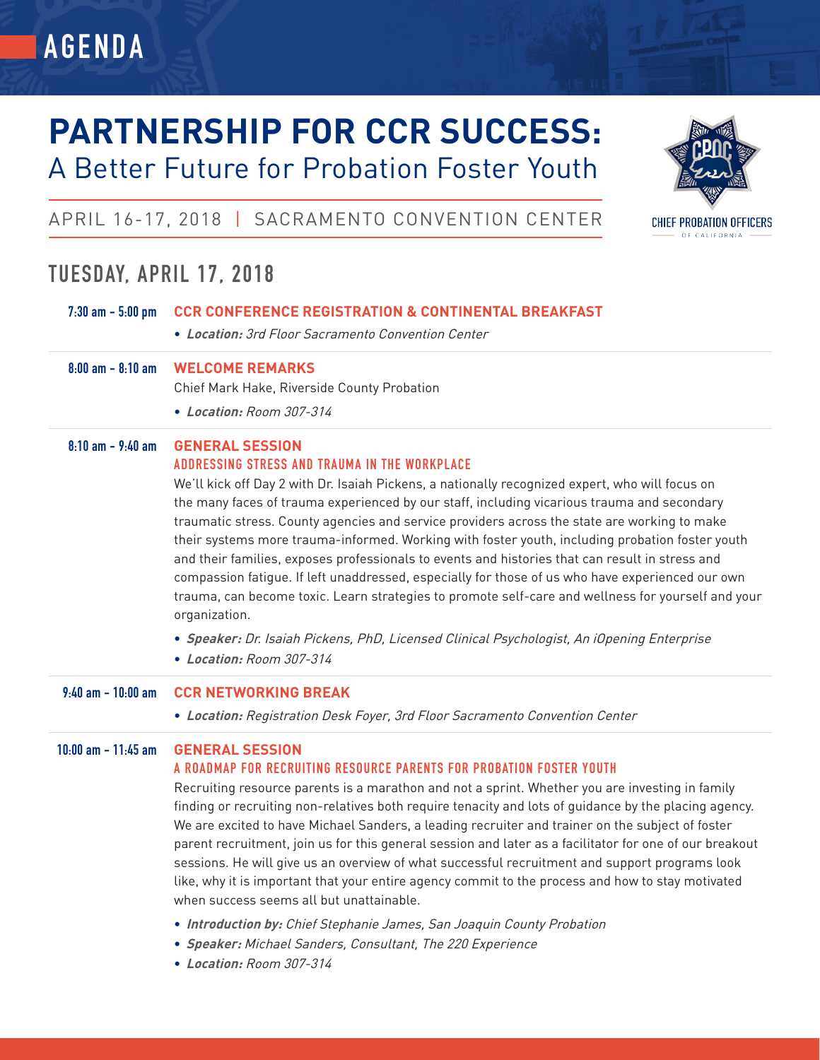# AGENDA

# PARTNERSHIP FOR CCR SUCCESS:

A Better Future for Probation Foster Youth

APRIL 16-17, 2018 | SACRAMENTO CONVENTION CENTER

CHIEF PROBATION OFFICERS OF CALIFORNIA

## TUESDAY, APRIL 17, 2018

**7:30 am – 5:00 pm**

### CCR CONFERENCE REGISTRATION & CONTINENTAL BREAKFAST

- ***Location:*** *3rd Floor Sacramento Convention Center*

**8:00 am – 8:10 am**

### WELCOME REMARKS

Chief Mark Hake, Riverside County Probation

- ***Location:*** *Room 307-314*

**8:10 am – 9:40 am**

### GENERAL SESSION

#### ADDRESSING STRESS AND TRAUMA IN THE WORKPLACE

We'll kick off Day 2 with Dr. Isaiah Pickens, a nationally recognized expert, who will focus on the many faces of trauma experienced by our staff, including vicarious trauma and secondary traumatic stress. County agencies and service providers across the state are working to make their systems more trauma-informed. Working with foster youth, including probation foster youth and their families, exposes professionals to events and histories that can result in stress and compassion fatigue. If left unaddressed, especially for those of us who have experienced our own trauma, can become toxic. Learn strategies to promote self-care and wellness for yourself and your organization.

- ***Speaker:*** *Dr. Isaiah Pickens, PhD, Licensed Clinical Psychologist, An iOpening Enterprise*
- ***Location:*** *Room 307-314*

**9:40 am – 10:00 am**

### CCR NETWORKING BREAK

- ***Location:*** *Registration Desk Foyer, 3rd Floor Sacramento Convention Center*

**10:00 am – 11:45 am**

### GENERAL SESSION

#### A ROADMAP FOR RECRUITING RESOURCE PARENTS FOR PROBATION FOSTER YOUTH

Recruiting resource parents is a marathon and not a sprint. Whether you are investing in family finding or recruiting non-relatives both require tenacity and lots of guidance by the placing agency. We are excited to have Michael Sanders, a leading recruiter and trainer on the subject of foster parent recruitment, join us for this general session and later as a facilitator for one of our breakout sessions. He will give us an overview of what successful recruitment and support programs look like, why it is important that your entire agency commit to the process and how to stay motivated when success seems all but unattainable.

- ***Introduction by:*** *Chief Stephanie James, San Joaquin County Probation*
- ***Speaker:*** *Michael Sanders, Consultant, The 220 Experience*
- ***Location:*** *Room 307-314*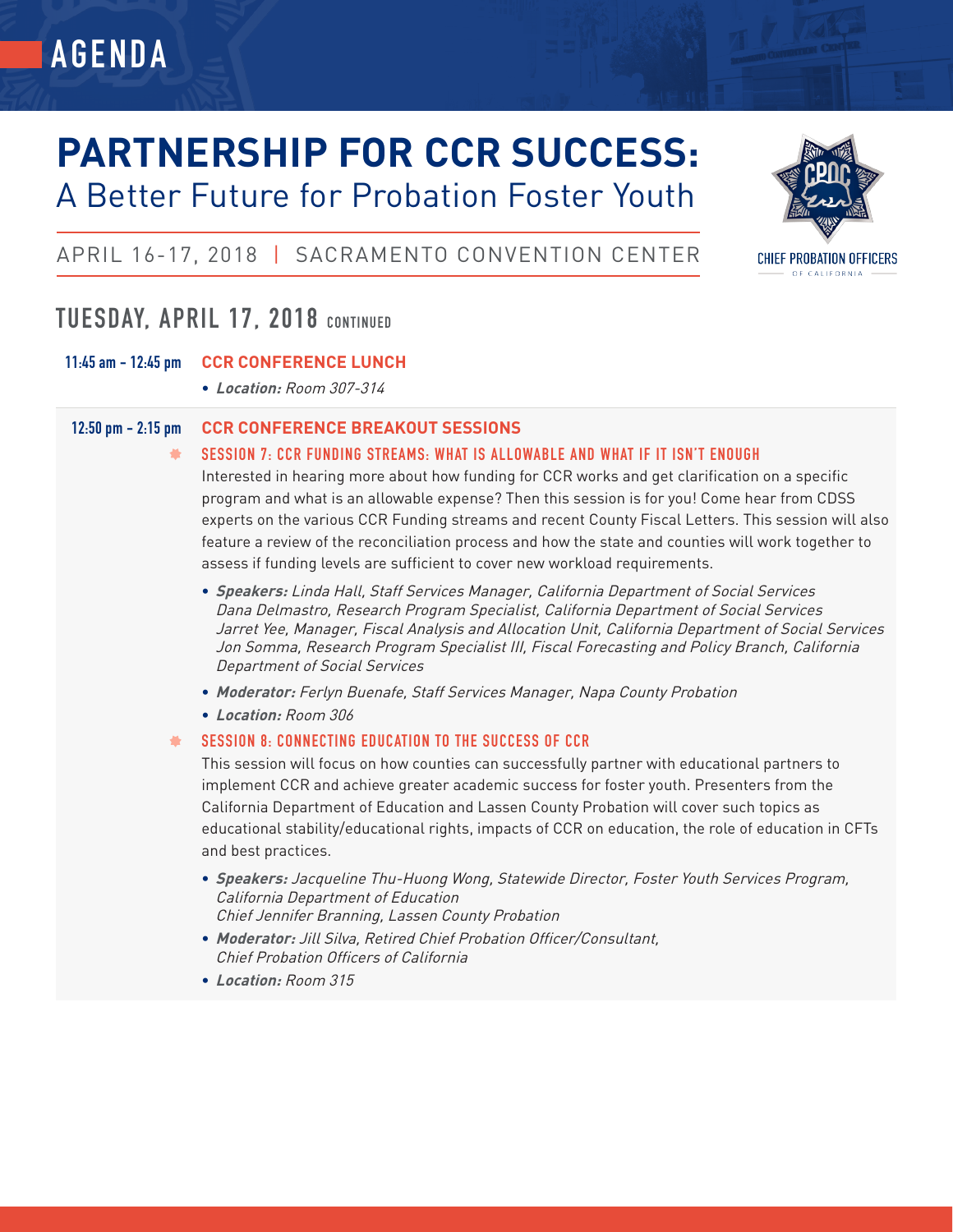# AGENDA

# PARTNERSHIP FOR CCR SUCCESS:
## A Better Future for Probation Foster Youth

APRIL 16-17, 2018 | SACRAMENTO CONVENTION CENTER

CHIEF PROBATION OFFICERS OF CALIFORNIA

## TUESDAY, APRIL 17, 2018 CONTINUED

**11:45 am – 12:45 pm** **CCR CONFERENCE LUNCH**

- ***Location:*** *Room 307-314*

**12:50 pm – 2:15 pm** **CCR CONFERENCE BREAKOUT SESSIONS**

### SESSION 7: CCR FUNDING STREAMS: WHAT IS ALLOWABLE AND WHAT IF IT ISN'T ENOUGH

Interested in hearing more about how funding for CCR works and get clarification on a specific program and what is an allowable expense? Then this session is for you! Come hear from CDSS experts on the various CCR Funding streams and recent County Fiscal Letters. This session will also feature a review of the reconciliation process and how the state and counties will work together to assess if funding levels are sufficient to cover new workload requirements.

- ***Speakers:*** *Linda Hall, Staff Services Manager, California Department of Social Services*
  *Dana Delmastro, Research Program Specialist, California Department of Social Services*
  *Jarret Yee, Manager, Fiscal Analysis and Allocation Unit, California Department of Social Services*
  *Jon Somma, Research Program Specialist III, Fiscal Forecasting and Policy Branch, California Department of Social Services*
- ***Moderator:*** *Ferlyn Buenafe, Staff Services Manager, Napa County Probation*
- ***Location:*** *Room 306*

### SESSION 8: CONNECTING EDUCATION TO THE SUCCESS OF CCR

This session will focus on how counties can successfully partner with educational partners to implement CCR and achieve greater academic success for foster youth. Presenters from the California Department of Education and Lassen County Probation will cover such topics as educational stability/educational rights, impacts of CCR on education, the role of education in CFTs and best practices.

- ***Speakers:*** *Jacqueline Thu-Huong Wong, Statewide Director, Foster Youth Services Program, California Department of Education*
  *Chief Jennifer Branning, Lassen County Probation*
- ***Moderator:*** *Jill Silva, Retired Chief Probation Officer/Consultant, Chief Probation Officers of California*
- ***Location:*** *Room 315*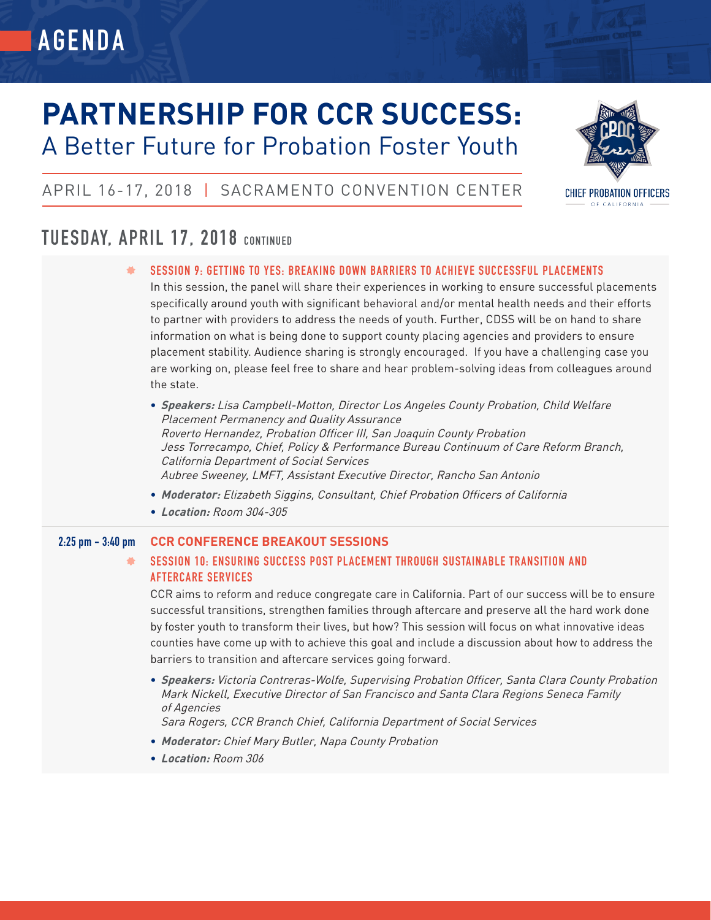# AGENDA

# PARTNERSHIP FOR CCR SUCCESS:
## A Better Future for Probation Foster Youth

APRIL 16-17, 2018 | SACRAMENTO CONVENTION CENTER

CHIEF PROBATION OFFICERS OF CALIFORNIA

## TUESDAY, APRIL 17, 2018 CONTINUED

### SESSION 9: GETTING TO YES: BREAKING DOWN BARRIERS TO ACHIEVE SUCCESSFUL PLACEMENTS

In this session, the panel will share their experiences in working to ensure successful placements specifically around youth with significant behavioral and/or mental health needs and their efforts to partner with providers to address the needs of youth. Further, CDSS will be on hand to share information on what is being done to support county placing agencies and providers to ensure placement stability. Audience sharing is strongly encouraged. If you have a challenging case you are working on, please feel free to share and hear problem-solving ideas from colleagues around the state.

- ***Speakers:*** *Lisa Campbell-Motton, Director Los Angeles County Probation, Child Welfare Placement Permanency and Quality Assurance*
  *Roverto Hernandez, Probation Officer III, San Joaquin County Probation*
  *Jess Torrecampo, Chief, Policy & Performance Bureau Continuum of Care Reform Branch, California Department of Social Services*
  *Aubree Sweeney, LMFT, Assistant Executive Director, Rancho San Antonio*
- ***Moderator:*** *Elizabeth Siggins, Consultant, Chief Probation Officers of California*
- ***Location:*** *Room 304-305*

**2:25 pm – 3:40 pm**

### CCR CONFERENCE BREAKOUT SESSIONS

### SESSION 10: ENSURING SUCCESS POST PLACEMENT THROUGH SUSTAINABLE TRANSITION AND AFTERCARE SERVICES

CCR aims to reform and reduce congregate care in California. Part of our success will be to ensure successful transitions, strengthen families through aftercare and preserve all the hard work done by foster youth to transform their lives, but how? This session will focus on what innovative ideas counties have come up with to achieve this goal and include a discussion about how to address the barriers to transition and aftercare services going forward.

- ***Speakers:*** *Victoria Contreras-Wolfe, Supervising Probation Officer, Santa Clara County Probation*
  *Mark Nickell, Executive Director of San Francisco and Santa Clara Regions Seneca Family of Agencies*
  *Sara Rogers, CCR Branch Chief, California Department of Social Services*
- ***Moderator:*** *Chief Mary Butler, Napa County Probation*
- ***Location:*** *Room 306*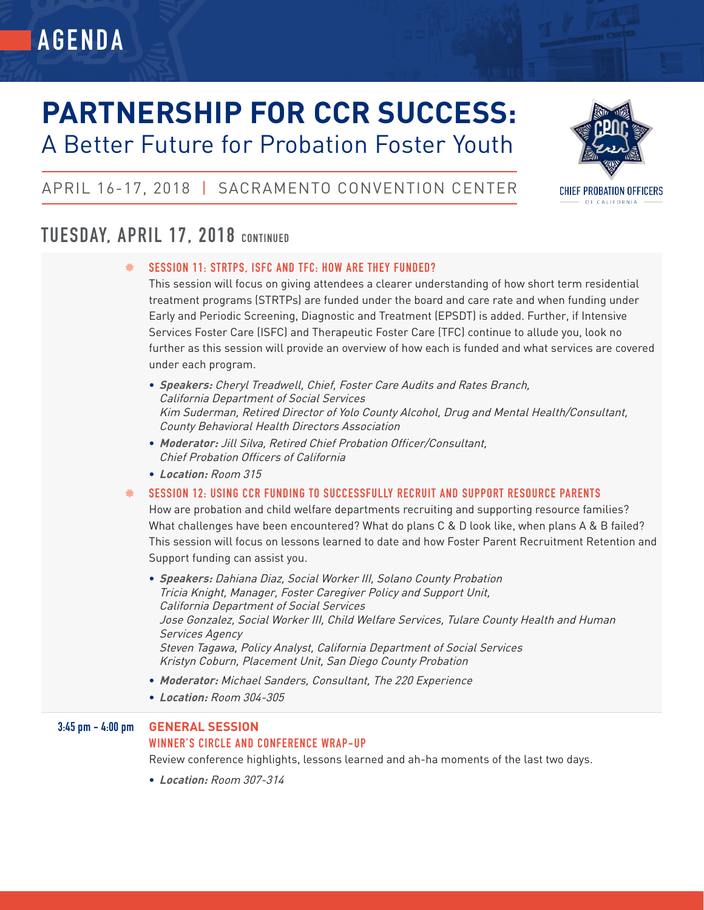# AGENDA

# PARTNERSHIP FOR CCR SUCCESS:
## A Better Future for Probation Foster Youth

APRIL 16-17, 2018 | SACRAMENTO CONVENTION CENTER

CHIEF PROBATION OFFICERS OF CALIFORNIA

## TUESDAY, APRIL 17, 2018 CONTINUED

### SESSION 11: STRTPS, ISFC AND TFC: HOW ARE THEY FUNDED?

This session will focus on giving attendees a clearer understanding of how short term residential treatment programs (STRTPs) are funded under the board and care rate and when funding under Early and Periodic Screening, Diagnostic and Treatment (EPSDT) is added. Further, if Intensive Services Foster Care (ISFC) and Therapeutic Foster Care (TFC) continue to allude you, look no further as this session will provide an overview of how each is funded and what services are covered under each program.

- ***Speakers:*** *Cheryl Treadwell, Chief, Foster Care Audits and Rates Branch, California Department of Social Services*
  *Kim Suderman, Retired Director of Yolo County Alcohol, Drug and Mental Health/Consultant, County Behavioral Health Directors Association*
- ***Moderator:*** *Jill Silva, Retired Chief Probation Officer/Consultant, Chief Probation Officers of California*
- ***Location:*** *Room 315*

### SESSION 12: USING CCR FUNDING TO SUCCESSFULLY RECRUIT AND SUPPORT RESOURCE PARENTS

How are probation and child welfare departments recruiting and supporting resource families? What challenges have been encountered? What do plans C & D look like, when plans A & B failed? This session will focus on lessons learned to date and how Foster Parent Recruitment Retention and Support funding can assist you.

- ***Speakers:*** *Dahiana Diaz, Social Worker III, Solano County Probation*
  *Tricia Knight, Manager, Foster Caregiver Policy and Support Unit, California Department of Social Services*
  *Jose Gonzalez, Social Worker III, Child Welfare Services, Tulare County Health and Human Services Agency*
  *Steven Tagawa, Policy Analyst, California Department of Social Services*
  *Kristyn Coburn, Placement Unit, San Diego County Probation*
- ***Moderator:*** *Michael Sanders, Consultant, The 220 Experience*
- ***Location:*** *Room 304-305*

**3:45 pm - 4:00 pm**

### GENERAL SESSION
### WINNER'S CIRCLE AND CONFERENCE WRAP-UP

Review conference highlights, lessons learned and ah-ha moments of the last two days.

- ***Location:*** *Room 307-314*